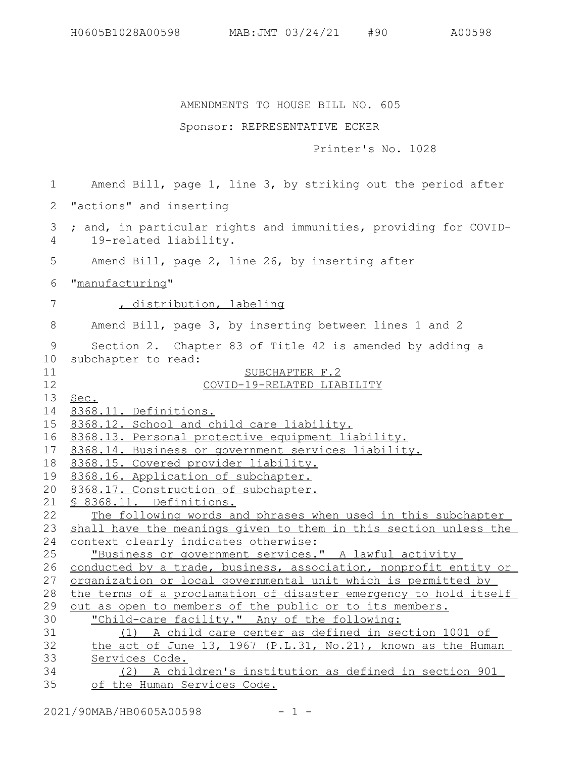AMENDMENTS TO HOUSE BILL NO. 605

Sponsor: REPRESENTATIVE ECKER

Printer's No. 1028

Amend Bill, page 1, line 3, by striking out the period after "actions" and inserting

; and, in particular rights and immunities, providing for COVID-19-related liability.

Amend Bill, page 2, line 26, by inserting after "manufacturing"

, distribution, labeling

Amend Bill, page 3, by inserting between lines 1 and 2

Section 2. Chapter 83 of Title 42 is amended by adding a subchapter to read:

SUBCHAPTER F.2

COVID-19-RELATED LIABILITY

Sec.

8368.11. Definitions.

8368.12. School and child care liability.

8368.13. Personal protective equipment liability.

8368.14. Business or government services liability.

8368.15. Covered provider liability.

8368.16. Application of subchapter.

8368.17. Construction of subchapter.

§ 8368.11. Definitions.

The following words and phrases when used in this subchapter shall have the meanings given to them in this section unless the context clearly indicates otherwise:

"Business or government services." A lawful activity conducted by a trade, business, association, nonprofit entity or organization or local governmental unit which is permitted by the terms of a proclamation of disaster emergency to hold itself out as open to members of the public or to its members.

"Child-care facility." Any of the following:

(1) A child care center as defined in section 1001 of the act of June 13, 1967 (P.L.31, No.21), known as the Human Services Code.

(2) A children's institution as defined in section 901 of the Human Services Code.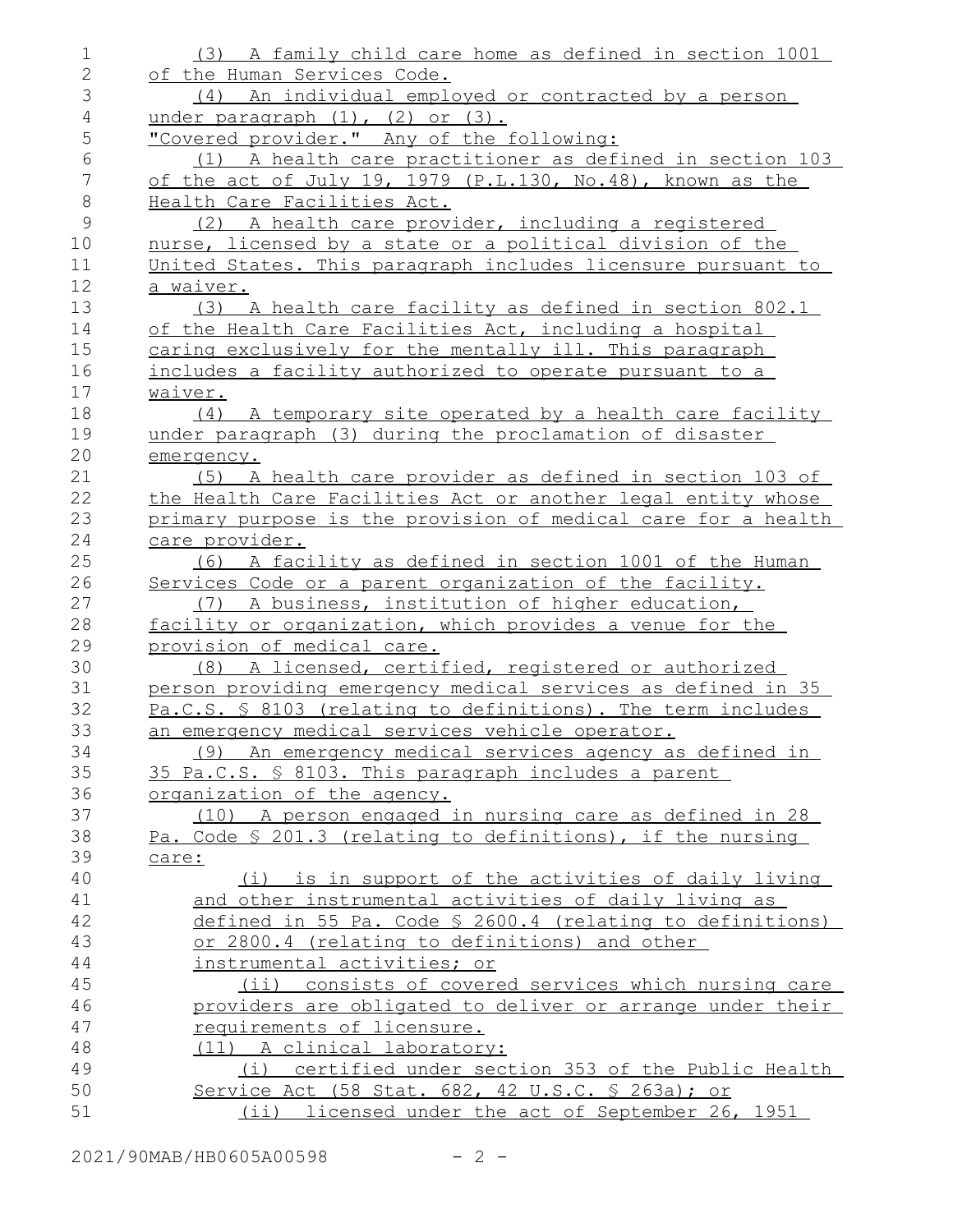(3) A family child care home as defined in section 1001 of the Human Services Code.

(4) An individual employed or contracted by a person under paragraph (1), (2) or (3).

"Covered provider." Any of the following:

(1) A health care practitioner as defined in section 103 of the act of July 19, 1979 (P.L.130, No.48), known as the Health Care Facilities Act.

(2) A health care provider, including a registered nurse, licensed by a state or a political division of the United States. This paragraph includes licensure pursuant to a waiver.

(3) A health care facility as defined in section 802.1 of the Health Care Facilities Act, including a hospital caring exclusively for the mentally ill. This paragraph includes a facility authorized to operate pursuant to a waiver.

(4) A temporary site operated by a health care facility under paragraph (3) during the proclamation of disaster emergency.

(5) A health care provider as defined in section 103 of the Health Care Facilities Act or another legal entity whose primary purpose is the provision of medical care for a health care provider.

(6) A facility as defined in section 1001 of the Human Services Code or a parent organization of the facility.

(7) A business, institution of higher education, facility or organization, which provides a venue for the provision of medical care.

(8) A licensed, certified, registered or authorized person providing emergency medical services as defined in 35 Pa.C.S. § 8103 (relating to definitions). The term includes an emergency medical services vehicle operator.

(9) An emergency medical services agency as defined in 35 Pa.C.S. § 8103. This paragraph includes a parent organization of the agency.

(10) A person engaged in nursing care as defined in 28 Pa. Code § 201.3 (relating to definitions), if the nursing care:

(i) is in support of the activities of daily living and other instrumental activities of daily living as defined in 55 Pa. Code § 2600.4 (relating to definitions) or 2800.4 (relating to definitions) and other instrumental activities; or

(ii) consists of covered services which nursing care providers are obligated to deliver or arrange under their requirements of licensure.

(11) A clinical laboratory:

(i) certified under section 353 of the Public Health Service Act (58 Stat. 682, 42 U.S.C. § 263a); or

(ii) licensed under the act of September 26, 1951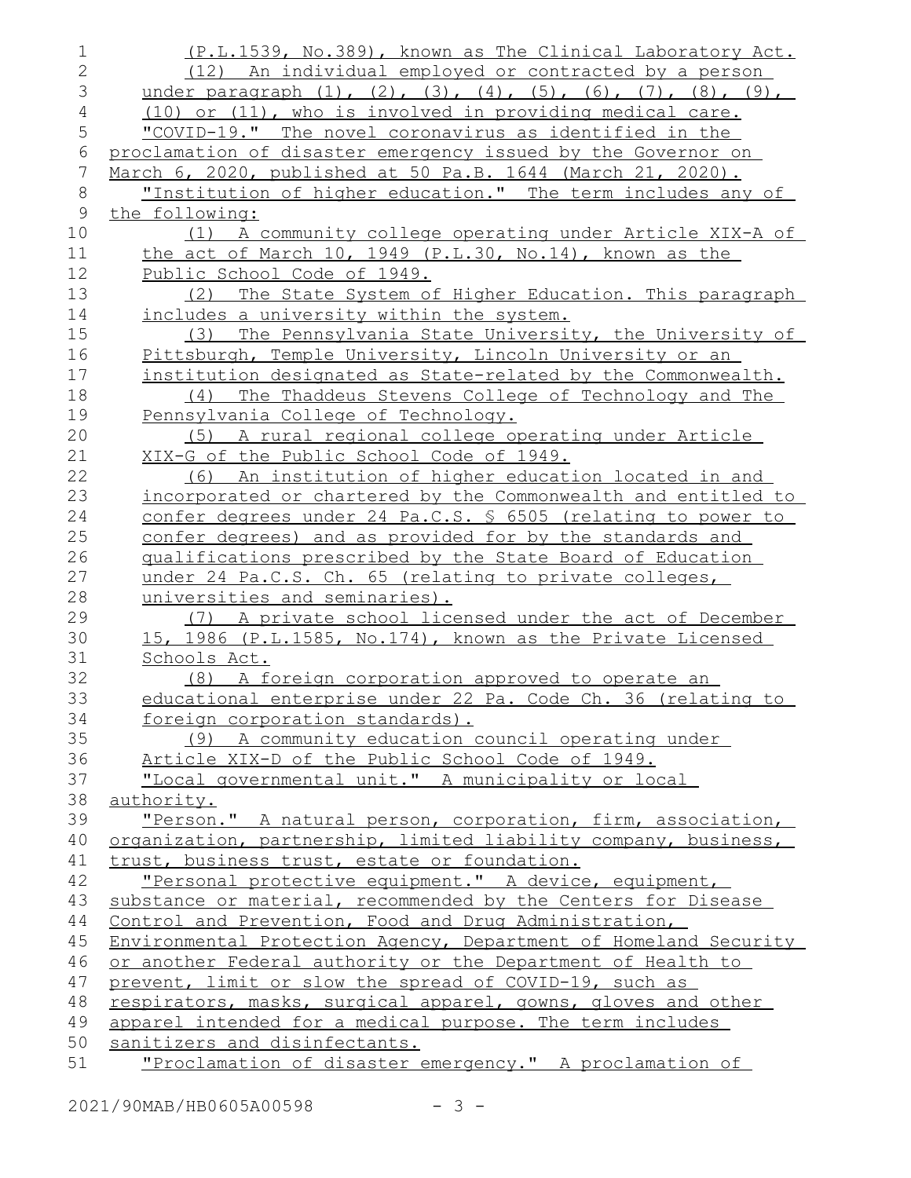(P.L.1539, No.389), known as The Clinical Laboratory Act.

(12) An individual employed or contracted by a person under paragraph (1), (2), (3), (4), (5), (6), (7), (8), (9), (10) or (11), who is involved in providing medical care.

"COVID-19." The novel coronavirus as identified in the proclamation of disaster emergency issued by the Governor on March 6, 2020, published at 50 Pa.B. 1644 (March 21, 2020).

"Institution of higher education." The term includes any of the following:

(1) A community college operating under Article XIX-A of the act of March 10, 1949 (P.L.30, No.14), known as the Public School Code of 1949.

(2) The State System of Higher Education. This paragraph includes a university within the system.

(3) The Pennsylvania State University, the University of Pittsburgh, Temple University, Lincoln University or an institution designated as State-related by the Commonwealth.

(4) The Thaddeus Stevens College of Technology and The Pennsylvania College of Technology.

(5) A rural regional college operating under Article XIX-G of the Public School Code of 1949.

(6) An institution of higher education located in and incorporated or chartered by the Commonwealth and entitled to confer degrees under 24 Pa.C.S. § 6505 (relating to power to confer degrees) and as provided for by the standards and qualifications prescribed by the State Board of Education under 24 Pa.C.S. Ch. 65 (relating to private colleges, universities and seminaries).

(7) A private school licensed under the act of December 15, 1986 (P.L.1585, No.174), known as the Private Licensed Schools Act.

(8) A foreign corporation approved to operate an educational enterprise under 22 Pa. Code Ch. 36 (relating to foreign corporation standards).

(9) A community education council operating under Article XIX-D of the Public School Code of 1949.

"Local governmental unit." A municipality or local authority.

"Person." A natural person, corporation, firm, association, organization, partnership, limited liability company, business, trust, business trust, estate or foundation.

"Personal protective equipment." A device, equipment, substance or material, recommended by the Centers for Disease Control and Prevention, Food and Drug Administration, Environmental Protection Agency, Department of Homeland Security or another Federal authority or the Department of Health to prevent, limit or slow the spread of COVID-19, such as respirators, masks, surgical apparel, gowns, gloves and other apparel intended for a medical purpose. The term includes sanitizers and disinfectants.

"Proclamation of disaster emergency." A proclamation of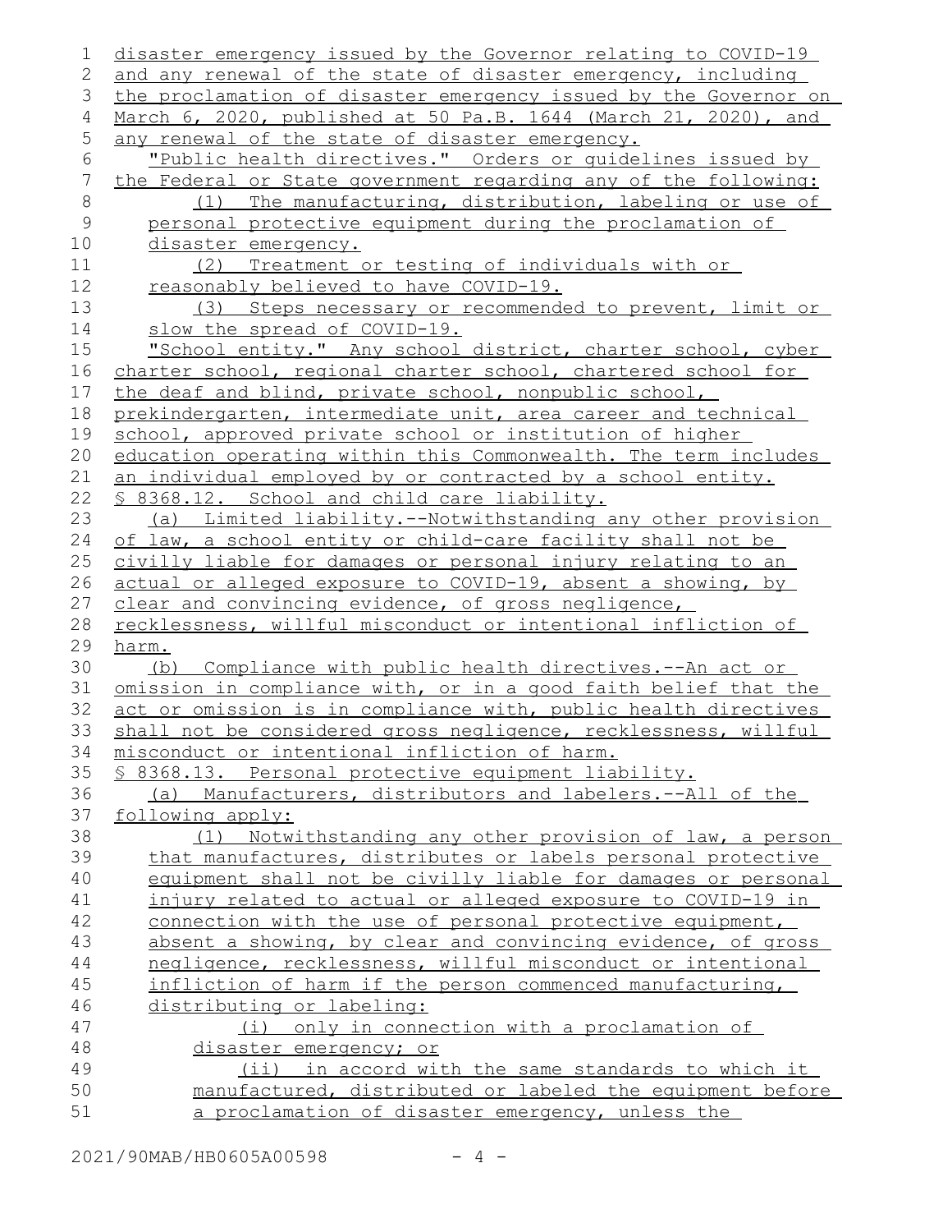disaster emergency issued by the Governor relating to COVID-19 and any renewal of the state of disaster emergency, including the proclamation of disaster emergency issued by the Governor on March 6, 2020, published at 50 Pa.B. 1644 (March 21, 2020), and any renewal of the state of disaster emergency.

"Public health directives." Orders or guidelines issued by the Federal or State government regarding any of the following:

(1) The manufacturing, distribution, labeling or use of personal protective equipment during the proclamation of disaster emergency.

(2) Treatment or testing of individuals with or reasonably believed to have COVID-19.

(3) Steps necessary or recommended to prevent, limit or slow the spread of COVID-19.

"School entity." Any school district, charter school, cyber charter school, regional charter school, chartered school for the deaf and blind, private school, nonpublic school, prekindergarten, intermediate unit, area career and technical school, approved private school or institution of higher education operating within this Commonwealth. The term includes an individual employed by or contracted by a school entity.

§ 8368.12. School and child care liability.

(a) Limited liability.--Notwithstanding any other provision of law, a school entity or child-care facility shall not be civilly liable for damages or personal injury relating to an actual or alleged exposure to COVID-19, absent a showing, by clear and convincing evidence, of gross negligence, recklessness, willful misconduct or intentional infliction of harm.

(b) Compliance with public health directives.--An act or omission in compliance with, or in a good faith belief that the act or omission is in compliance with, public health directives shall not be considered gross negligence, recklessness, willful misconduct or intentional infliction of harm.

§ 8368.13. Personal protective equipment liability.

(a) Manufacturers, distributors and labelers.--All of the following apply:

(1) Notwithstanding any other provision of law, a person that manufactures, distributes or labels personal protective equipment shall not be civilly liable for damages or personal injury related to actual or alleged exposure to COVID-19 in connection with the use of personal protective equipment, absent a showing, by clear and convincing evidence, of gross negligence, recklessness, willful misconduct or intentional infliction of harm if the person commenced manufacturing, distributing or labeling:

(i) only in connection with a proclamation of disaster emergency; or

(ii) in accord with the same standards to which it manufactured, distributed or labeled the equipment before a proclamation of disaster emergency, unless the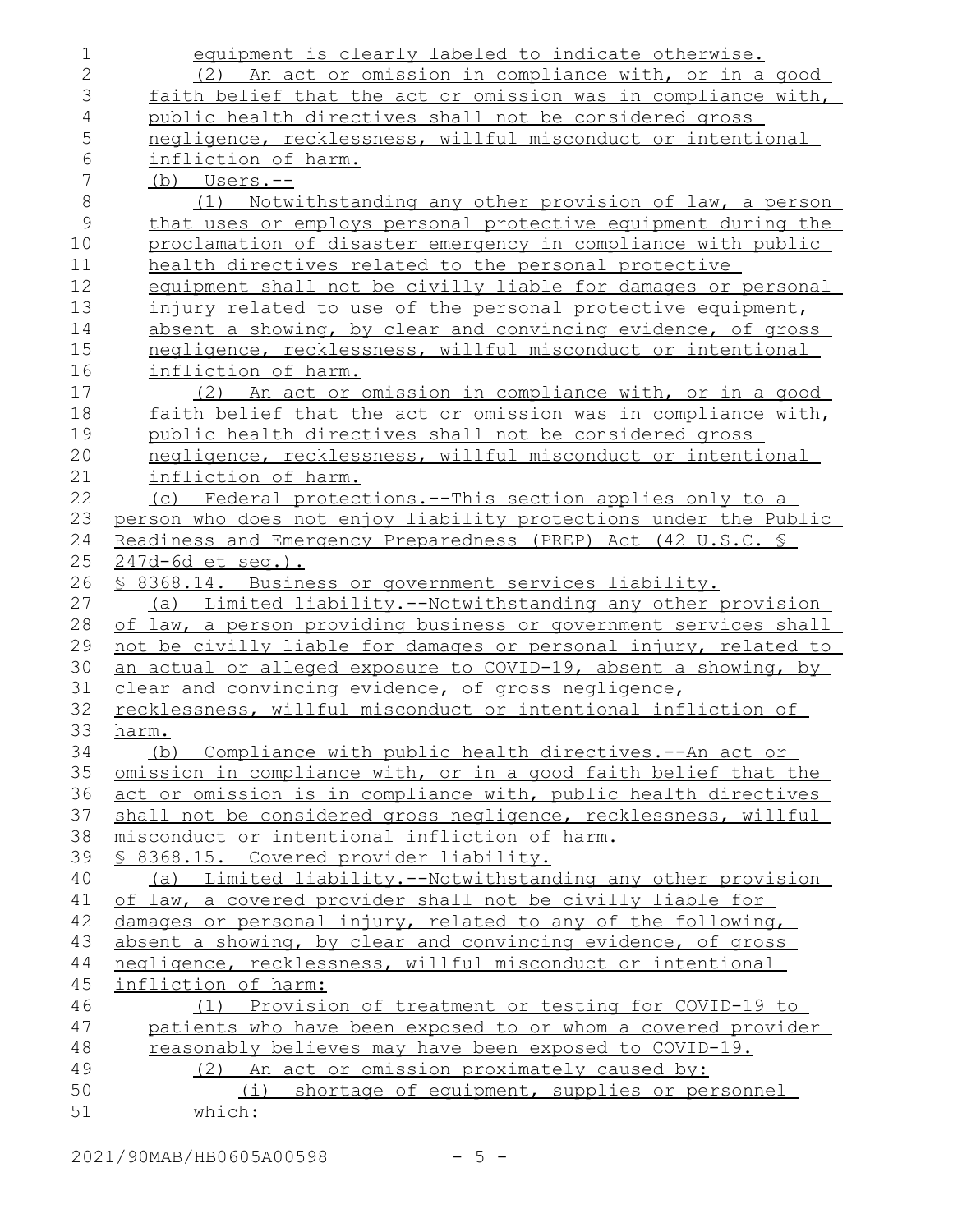equipment is clearly labeled to indicate otherwise.

(2) An act or omission in compliance with, or in a good faith belief that the act or omission was in compliance with, public health directives shall not be considered gross negligence, recklessness, willful misconduct or intentional infliction of harm.

(b) Users.--

(1) Notwithstanding any other provision of law, a person that uses or employs personal protective equipment during the proclamation of disaster emergency in compliance with public health directives related to the personal protective equipment shall not be civilly liable for damages or personal injury related to use of the personal protective equipment, absent a showing, by clear and convincing evidence, of gross negligence, recklessness, willful misconduct or intentional infliction of harm.

(2) An act or omission in compliance with, or in a good faith belief that the act or omission was in compliance with, public health directives shall not be considered gross negligence, recklessness, willful misconduct or intentional infliction of harm.

(c) Federal protections.--This section applies only to a person who does not enjoy liability protections under the Public Readiness and Emergency Preparedness (PREP) Act (42 U.S.C. § 247d-6d et seq.).

§ 8368.14. Business or government services liability.

(a) Limited liability.--Notwithstanding any other provision of law, a person providing business or government services shall not be civilly liable for damages or personal injury, related to an actual or alleged exposure to COVID-19, absent a showing, by clear and convincing evidence, of gross negligence, recklessness, willful misconduct or intentional infliction of harm.

(b) Compliance with public health directives.--An act or omission in compliance with, or in a good faith belief that the act or omission is in compliance with, public health directives shall not be considered gross negligence, recklessness, willful misconduct or intentional infliction of harm.

§ 8368.15. Covered provider liability.

(a) Limited liability.--Notwithstanding any other provision of law, a covered provider shall not be civilly liable for damages or personal injury, related to any of the following, absent a showing, by clear and convincing evidence, of gross negligence, recklessness, willful misconduct or intentional infliction of harm:

(1) Provision of treatment or testing for COVID-19 to patients who have been exposed to or whom a covered provider reasonably believes may have been exposed to COVID-19.

(2) An act or omission proximately caused by:

(i) shortage of equipment, supplies or personnel which: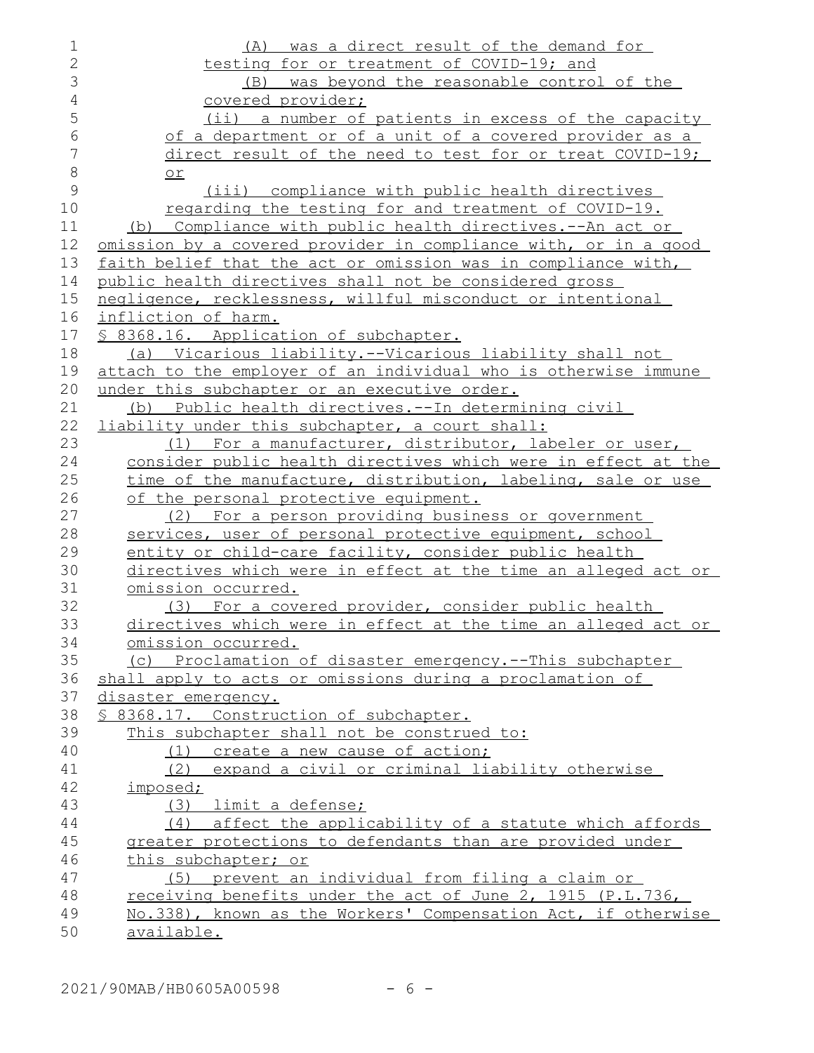(A) was a direct result of the demand for testing for or treatment of COVID-19; and

(B) was beyond the reasonable control of the covered provider;

(ii) a number of patients in excess of the capacity of a department or of a unit of a covered provider as a direct result of the need to test for or treat COVID-19; or

(iii) compliance with public health directives regarding the testing for and treatment of COVID-19.

(b) Compliance with public health directives.--An act or omission by a covered provider in compliance with, or in a good faith belief that the act or omission was in compliance with, public health directives shall not be considered gross negligence, recklessness, willful misconduct or intentional infliction of harm.

§ 8368.16. Application of subchapter.

(a) Vicarious liability.--Vicarious liability shall not attach to the employer of an individual who is otherwise immune under this subchapter or an executive order.

(b) Public health directives.--In determining civil liability under this subchapter, a court shall:

(1) For a manufacturer, distributor, labeler or user, consider public health directives which were in effect at the time of the manufacture, distribution, labeling, sale or use of the personal protective equipment.

(2) For a person providing business or government services, user of personal protective equipment, school entity or child-care facility, consider public health directives which were in effect at the time an alleged act or omission occurred.

(3) For a covered provider, consider public health directives which were in effect at the time an alleged act or omission occurred.

(c) Proclamation of disaster emergency.--This subchapter shall apply to acts or omissions during a proclamation of disaster emergency.

§ 8368.17. Construction of subchapter.

This subchapter shall not be construed to:

(1) create a new cause of action;

(2) expand a civil or criminal liability otherwise imposed;

(3) limit a defense;

(4) affect the applicability of a statute which affords greater protections to defendants than are provided under this subchapter; or

(5) prevent an individual from filing a claim or receiving benefits under the act of June 2, 1915 (P.L.736, No.338), known as the Workers' Compensation Act, if otherwise available.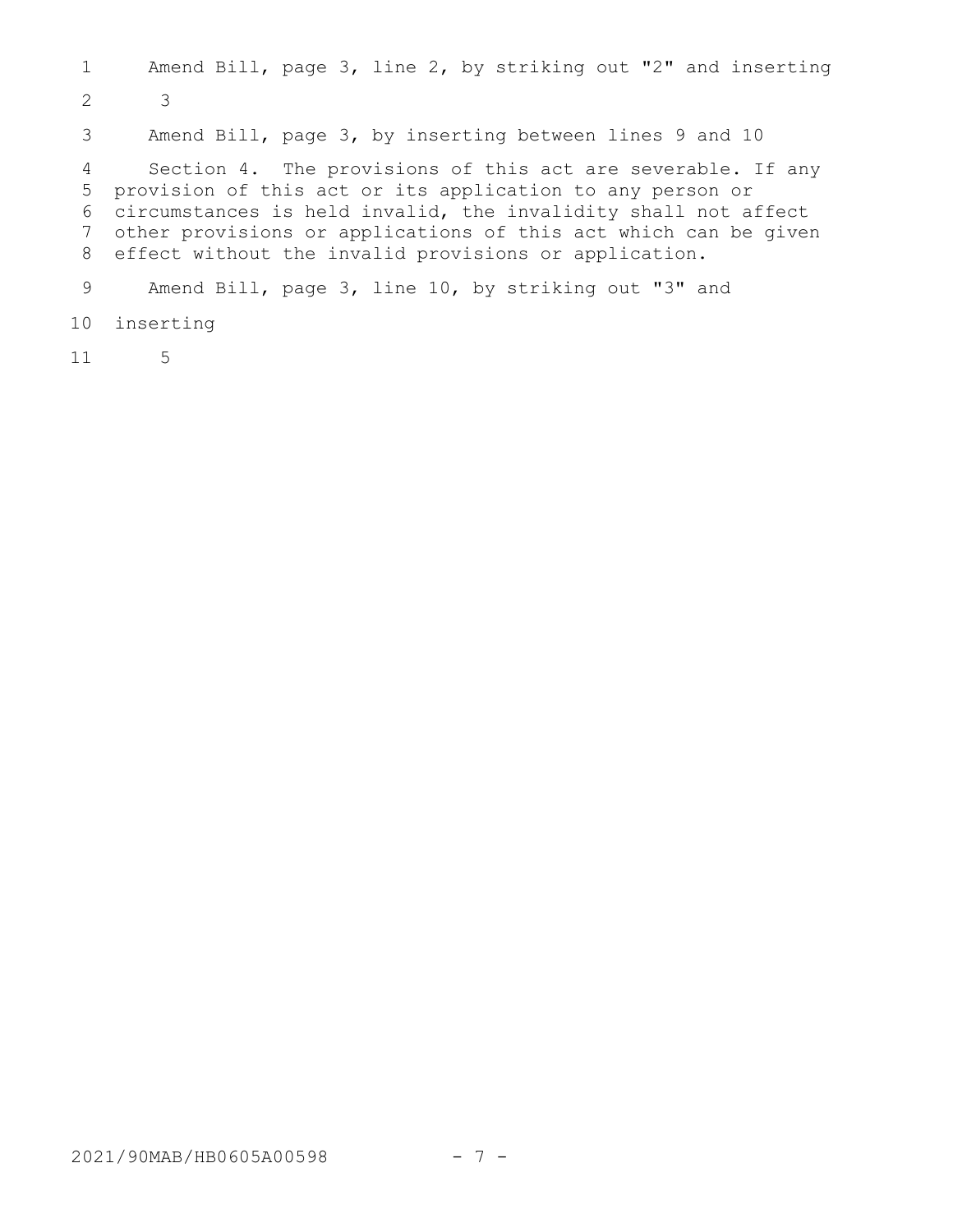Amend Bill, page 3, line 2, by striking out "2" and inserting

3

Amend Bill, page 3, by inserting between lines 9 and 10

Section 4. The provisions of this act are severable. If any provision of this act or its application to any person or circumstances is held invalid, the invalidity shall not affect other provisions or applications of this act which can be given effect without the invalid provisions or application.

Amend Bill, page 3, line 10, by striking out "3" and inserting

5